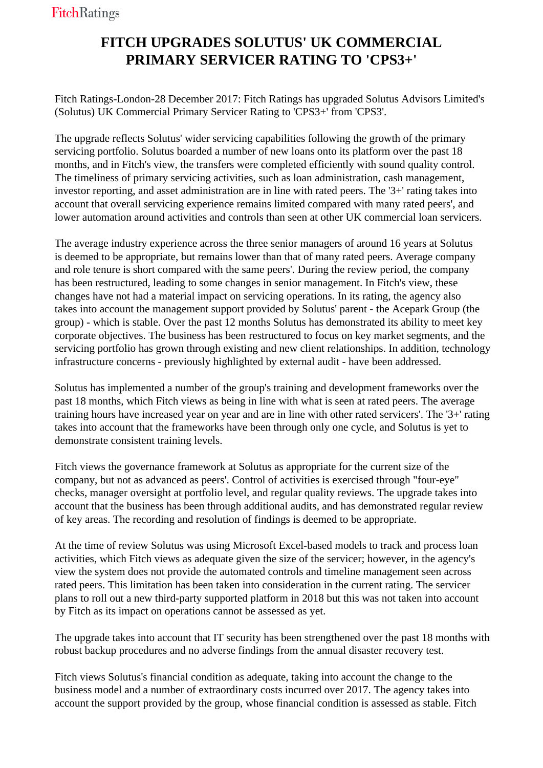# FITCH UPGRADES SOLUTUS' UK COMMERCIAL PRIMARY SERVICER RATING TO 'CPS3+'

Fitch Ratings-London-28 December 2017: Fitch Ratings has upgraded Solutus Advisors Limited's (Solutus) UK Commercial Primary Servicer Rating to 'CPS3+' from 'CPS3'.

The upgrade reflects Solutus' wider servicing capabilities following the growth of the primary servicing portfolio. Solutus boarded a number of new loans onto its platform over the past 18 months, and in Fitch's view, the transfers were completed efficiently with sound quality control. The timeliness of primary servicing activities, such as loan administration, cash management, investor reporting, and asset administration are in line with rated peers. The '3+' rating takes into account that overall servicing experience remains limited compared with many rated peers', and lower automation around activities and controls than seen at other UK commercial loan servicers.

The average industry experience across the three senior managers of around 16 years at Solutus is deemed to be appropriate, but remains lower than that of many rated peers. Average company and role tenure is short compared with the same peers'. During the review period, the company has been restructured, leading to some changes in senior management. In Fitch's view, these changes have not had a material impact on servicing operations. In its rating, the agency also takes into account the management support provided by Solutus' parent - the Acepark Group (the group) - which is stable. Over the past 12 months Solutus has demonstrated its ability to meet key corporate objectives. The business has been restructured to focus on key market segments, and the servicing portfolio has grown through existing and new client relationships. In addition, technology infrastructure concerns - previously highlighted by external audit - have been addressed.

Solutus has implemented a number of the group's training and development frameworks over the past 18 months, which Fitch views as being in line with what is seen at rated peers. The average training hours have increased year on year and are in line with other rated servicers'. The '3+' rating takes into account that the frameworks have been through only one cycle, and Solutus is yet to demonstrate consistent training levels.

Fitch views the governance framework at Solutus as appropriate for the current size of the company, but not as advanced as peers'. Control of activities is exercised through "four-eye" checks, manager oversight at portfolio level, and regular quality reviews. The upgrade takes into account that the business has been through additional audits, and has demonstrated regular review of key areas. The recording and resolution of findings is deemed to be appropriate.

At the time of review Solutus was using Microsoft Excel-based models to track and process loan activities, which Fitch views as adequate given the size of the servicer; however, in the agency's view the system does not provide the automated controls and timeline management seen across rated peers. This limitation has been taken into consideration in the current rating. The servicer plans to roll out a new third-party supported platform in 2018 but this was not taken into account by Fitch as its impact on operations cannot be assessed as yet.

The upgrade takes into account that IT security has been strengthened over the past 18 months with robust backup procedures and no adverse findings from the annual disaster recovery test.

Fitch views Solutus's financial condition as adequate, taking into account the change to the business model and a number of extraordinary costs incurred over 2017. The agency takes into account the support provided by the group, whose financial condition is assessed as stable. Fitch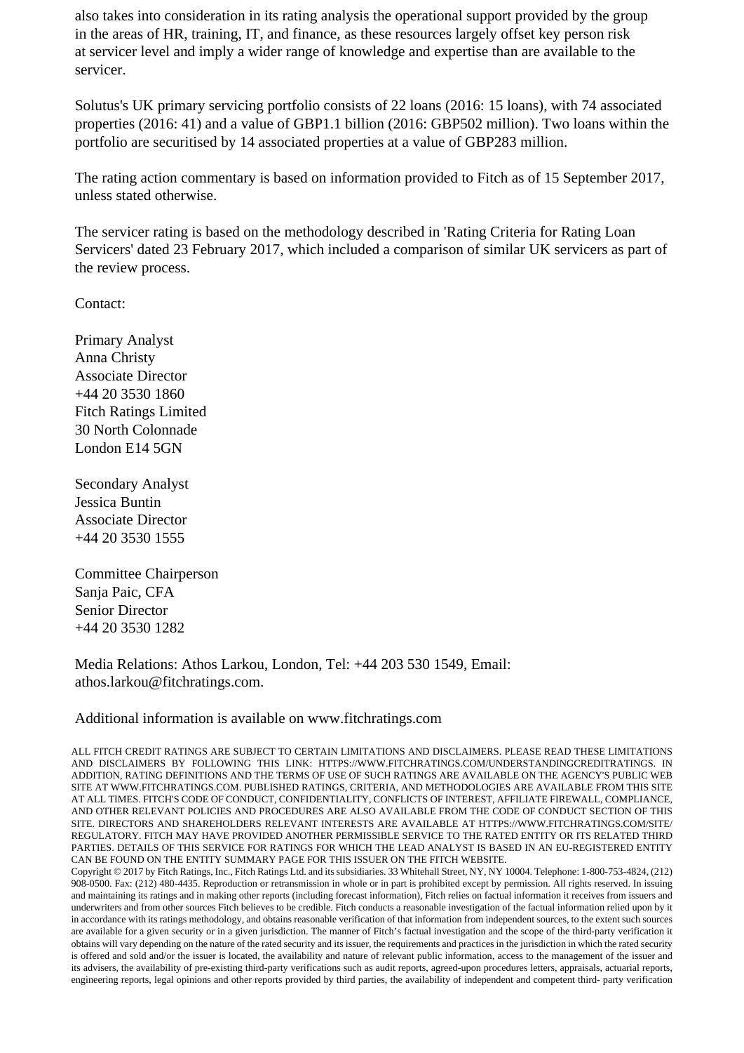also takes into consideration in its rating analysis the operational support provided by the group in the areas of HR, training, IT, and finance, as these resources largely offset key person risk at servicer level and imply a wider range of knowledge and expertise than are available to the servicer.

Solutus's UK primary servicing portfolio consists of 22 loans (2016: 15 loans), with 74 associated properties (2016: 41) and a value of GBP1.1 billion (2016: GBP502 million). Two loans within the portfolio are securitised by 14 associated properties at a value of GBP283 million.

The rating action commentary is based on information provided to Fitch as of 15 September 2017, unless stated otherwise.

The servicer rating is based on the methodology described in 'Rating Criteria for Rating Loan Servicers' dated 23 February 2017, which included a comparison of similar UK servicers as part of the review process.

Contact:

Primary Analyst
Anna Christy
Associate Director
+44 20 3530 1860
Fitch Ratings Limited
30 North Colonnade
London E14 5GN

Secondary Analyst
Jessica Buntin
Associate Director
+44 20 3530 1555

Committee Chairperson
Sanja Paic, CFA
Senior Director
+44 20 3530 1282

Media Relations: Athos Larkou, London, Tel: +44 203 530 1549, Email: athos.larkou@fitchratings.com.

Additional information is available on www.fitchratings.com

ALL FITCH CREDIT RATINGS ARE SUBJECT TO CERTAIN LIMITATIONS AND DISCLAIMERS. PLEASE READ THESE LIMITATIONS AND DISCLAIMERS BY FOLLOWING THIS LINK: HTTPS://WWW.FITCHRATINGS.COM/UNDERSTANDINGCREDITRATINGS. IN ADDITION, RATING DEFINITIONS AND THE TERMS OF USE OF SUCH RATINGS ARE AVAILABLE ON THE AGENCY'S PUBLIC WEB SITE AT WWW.FITCHRATINGS.COM. PUBLISHED RATINGS, CRITERIA, AND METHODOLOGIES ARE AVAILABLE FROM THIS SITE AT ALL TIMES. FITCH'S CODE OF CONDUCT, CONFIDENTIALITY, CONFLICTS OF INTEREST, AFFILIATE FIREWALL, COMPLIANCE, AND OTHER RELEVANT POLICIES AND PROCEDURES ARE ALSO AVAILABLE FROM THE CODE OF CONDUCT SECTION OF THIS SITE. DIRECTORS AND SHAREHOLDERS RELEVANT INTERESTS ARE AVAILABLE AT HTTPS://WWW.FITCHRATINGS.COM/SITE/REGULATORY. FITCH MAY HAVE PROVIDED ANOTHER PERMISSIBLE SERVICE TO THE RATED ENTITY OR ITS RELATED THIRD PARTIES. DETAILS OF THIS SERVICE FOR RATINGS FOR WHICH THE LEAD ANALYST IS BASED IN AN EU-REGISTERED ENTITY CAN BE FOUND ON THE ENTITY SUMMARY PAGE FOR THIS ISSUER ON THE FITCH WEBSITE.

Copyright © 2017 by Fitch Ratings, Inc., Fitch Ratings Ltd. and its subsidiaries. 33 Whitehall Street, NY, NY 10004. Telephone: 1-800-753-4824, (212) 908-0500. Fax: (212) 480-4435. Reproduction or retransmission in whole or in part is prohibited except by permission. All rights reserved. In issuing and maintaining its ratings and in making other reports (including forecast information), Fitch relies on factual information it receives from issuers and underwriters and from other sources Fitch believes to be credible. Fitch conducts a reasonable investigation of the factual information relied upon by it in accordance with its ratings methodology, and obtains reasonable verification of that information from independent sources, to the extent such sources are available for a given security or in a given jurisdiction. The manner of Fitch's factual investigation and the scope of the third-party verification it obtains will vary depending on the nature of the rated security and its issuer, the requirements and practices in the jurisdiction in which the rated security is offered and sold and/or the issuer is located, the availability and nature of relevant public information, access to the management of the issuer and its advisers, the availability of pre-existing third-party verifications such as audit reports, agreed-upon procedures letters, appraisals, actuarial reports, engineering reports, legal opinions and other reports provided by third parties, the availability of independent and competent third- party verification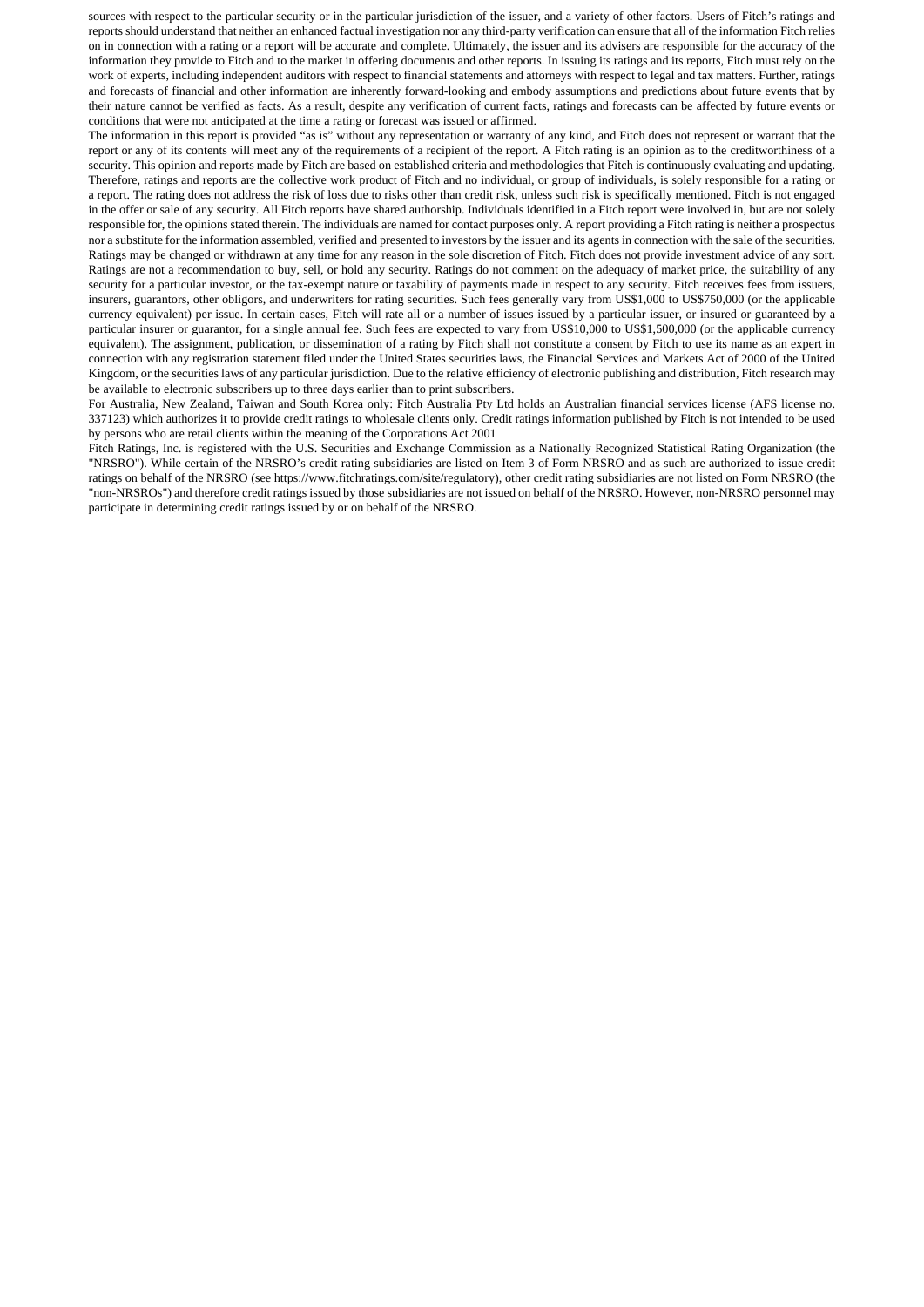sources with respect to the particular security or in the particular jurisdiction of the issuer, and a variety of other factors. Users of Fitch's ratings and reports should understand that neither an enhanced factual investigation nor any third-party verification can ensure that all of the information Fitch relies on in connection with a rating or a report will be accurate and complete. Ultimately, the issuer and its advisers are responsible for the accuracy of the information they provide to Fitch and to the market in offering documents and other reports. In issuing its ratings and its reports, Fitch must rely on the work of experts, including independent auditors with respect to financial statements and attorneys with respect to legal and tax matters. Further, ratings and forecasts of financial and other information are inherently forward-looking and embody assumptions and predictions about future events that by their nature cannot be verified as facts. As a result, despite any verification of current facts, ratings and forecasts can be affected by future events or conditions that were not anticipated at the time a rating or forecast was issued or affirmed.

The information in this report is provided "as is" without any representation or warranty of any kind, and Fitch does not represent or warrant that the report or any of its contents will meet any of the requirements of a recipient of the report. A Fitch rating is an opinion as to the creditworthiness of a security. This opinion and reports made by Fitch are based on established criteria and methodologies that Fitch is continuously evaluating and updating. Therefore, ratings and reports are the collective work product of Fitch and no individual, or group of individuals, is solely responsible for a rating or a report. The rating does not address the risk of loss due to risks other than credit risk, unless such risk is specifically mentioned. Fitch is not engaged in the offer or sale of any security. All Fitch reports have shared authorship. Individuals identified in a Fitch report were involved in, but are not solely responsible for, the opinions stated therein. The individuals are named for contact purposes only. A report providing a Fitch rating is neither a prospectus nor a substitute for the information assembled, verified and presented to investors by the issuer and its agents in connection with the sale of the securities. Ratings may be changed or withdrawn at any time for any reason in the sole discretion of Fitch. Fitch does not provide investment advice of any sort. Ratings are not a recommendation to buy, sell, or hold any security. Ratings do not comment on the adequacy of market price, the suitability of any security for a particular investor, or the tax-exempt nature or taxability of payments made in respect to any security. Fitch receives fees from issuers, insurers, guarantors, other obligors, and underwriters for rating securities. Such fees generally vary from US$1,000 to US$750,000 (or the applicable currency equivalent) per issue. In certain cases, Fitch will rate all or a number of issues issued by a particular issuer, or insured or guaranteed by a particular insurer or guarantor, for a single annual fee. Such fees are expected to vary from US$10,000 to US$1,500,000 (or the applicable currency equivalent). The assignment, publication, or dissemination of a rating by Fitch shall not constitute a consent by Fitch to use its name as an expert in connection with any registration statement filed under the United States securities laws, the Financial Services and Markets Act of 2000 of the United Kingdom, or the securities laws of any particular jurisdiction. Due to the relative efficiency of electronic publishing and distribution, Fitch research may be available to electronic subscribers up to three days earlier than to print subscribers.

For Australia, New Zealand, Taiwan and South Korea only: Fitch Australia Pty Ltd holds an Australian financial services license (AFS license no. 337123) which authorizes it to provide credit ratings to wholesale clients only. Credit ratings information published by Fitch is not intended to be used by persons who are retail clients within the meaning of the Corporations Act 2001

Fitch Ratings, Inc. is registered with the U.S. Securities and Exchange Commission as a Nationally Recognized Statistical Rating Organization (the "NRSRO"). While certain of the NRSRO's credit rating subsidiaries are listed on Item 3 of Form NRSRO and as such are authorized to issue credit ratings on behalf of the NRSRO (see https://www.fitchratings.com/site/regulatory), other credit rating subsidiaries are not listed on Form NRSRO (the "non-NRSROs") and therefore credit ratings issued by those subsidiaries are not issued on behalf of the NRSRO. However, non-NRSRO personnel may participate in determining credit ratings issued by or on behalf of the NRSRO.